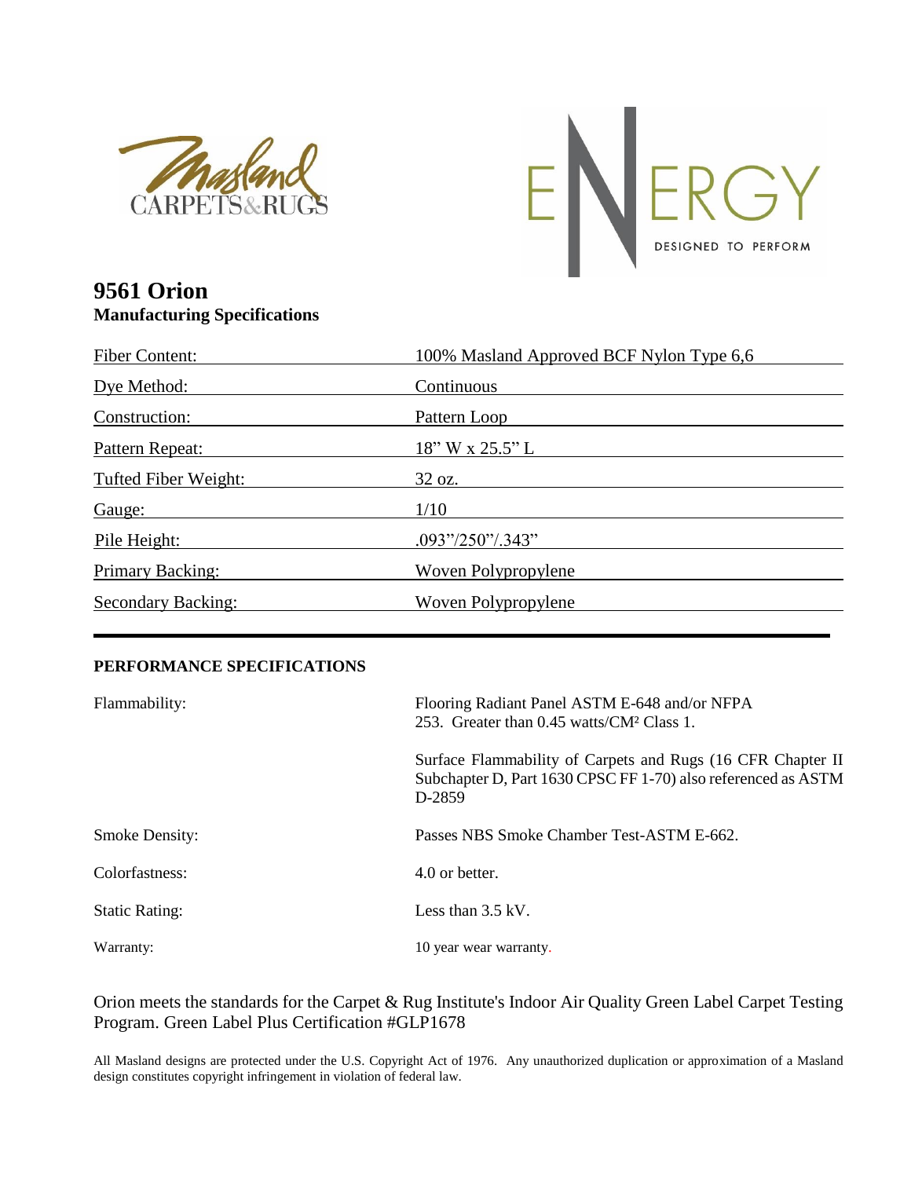Masland CARPETS&RUGS

ENERGY DESIGNED TO PERFORM

# 9561 Orion
**Manufacturing Specifications**

| | |
|---|---|
| Fiber Content: | 100% Masland Approved BCF Nylon Type 6,6 |
| Dye Method: | Continuous |
| Construction: | Pattern Loop |
| Pattern Repeat: | 18" W x 25.5" L |
| Tufted Fiber Weight: | 32 oz. |
| Gauge: | 1/10 |
| Pile Height: | .093"/250"/.343" |
| Primary Backing: | Woven Polypropylene |
| Secondary Backing: | Woven Polypropylene |

## PERFORMANCE SPECIFICATIONS

| | |
|---|---|
| Flammability: | Flooring Radiant Panel ASTM E-648 and/or NFPA 253. Greater than 0.45 watts/CM² Class 1. |
| | Surface Flammability of Carpets and Rugs (16 CFR Chapter II Subchapter D, Part 1630 CPSC FF 1-70) also referenced as ASTM D-2859 |
| Smoke Density: | Passes NBS Smoke Chamber Test-ASTM E-662. |
| Colorfastness: | 4.0 or better. |
| Static Rating: | Less than 3.5 kV. |
| Warranty: | 10 year wear warranty. |

Orion meets the standards for the Carpet & Rug Institute's Indoor Air Quality Green Label Carpet Testing Program. Green Label Plus Certification #GLP1678

All Masland designs are protected under the U.S. Copyright Act of 1976. Any unauthorized duplication or approximation of a Masland design constitutes copyright infringement in violation of federal law.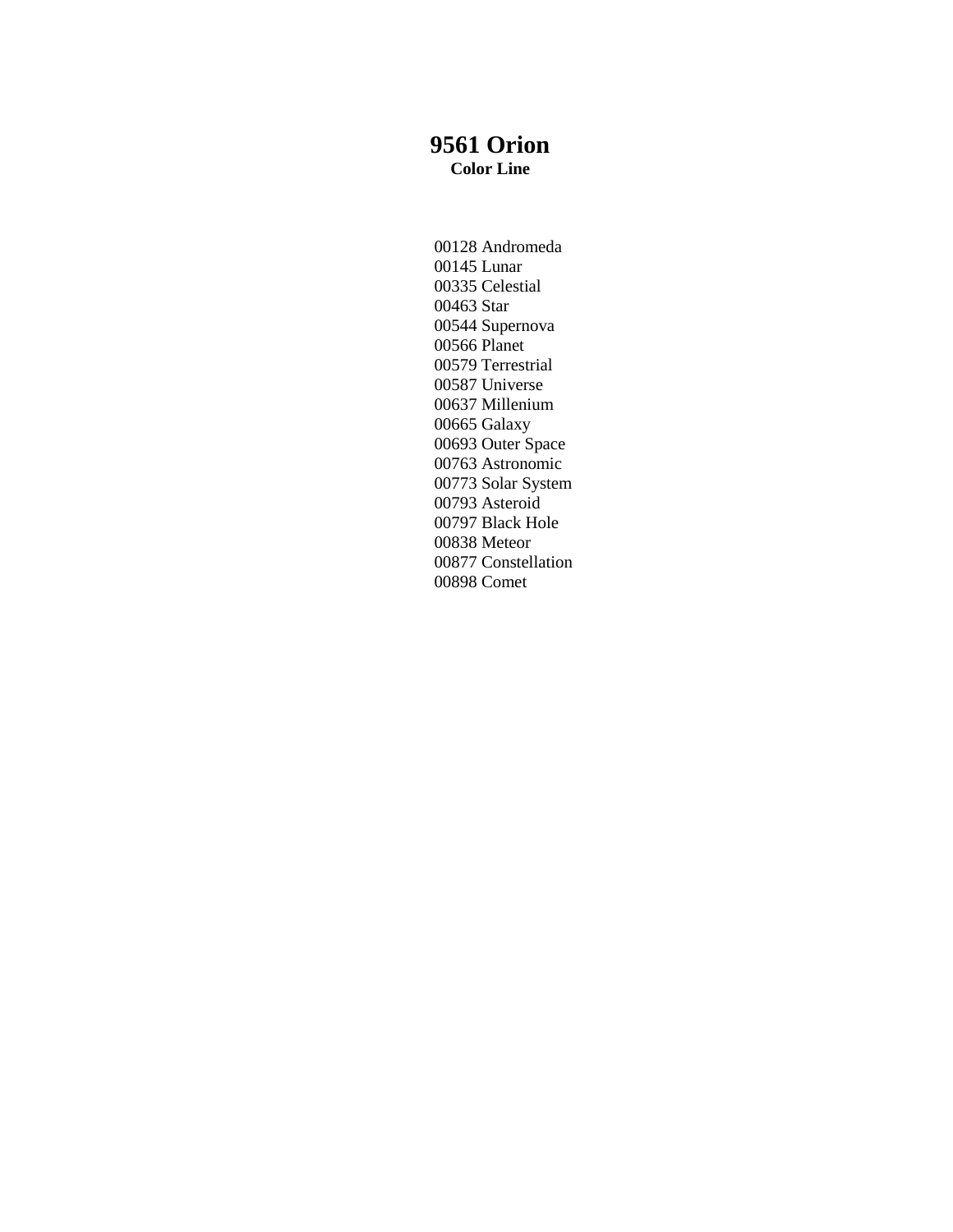# 9561 Orion

**Color Line**

00128 Andromeda
00145 Lunar
00335 Celestial
00463 Star
00544 Supernova
00566 Planet
00579 Terrestrial
00587 Universe
00637 Millenium
00665 Galaxy
00693 Outer Space
00763 Astronomic
00773 Solar System
00793 Asteroid
00797 Black Hole
00838 Meteor
00877 Constellation
00898 Comet